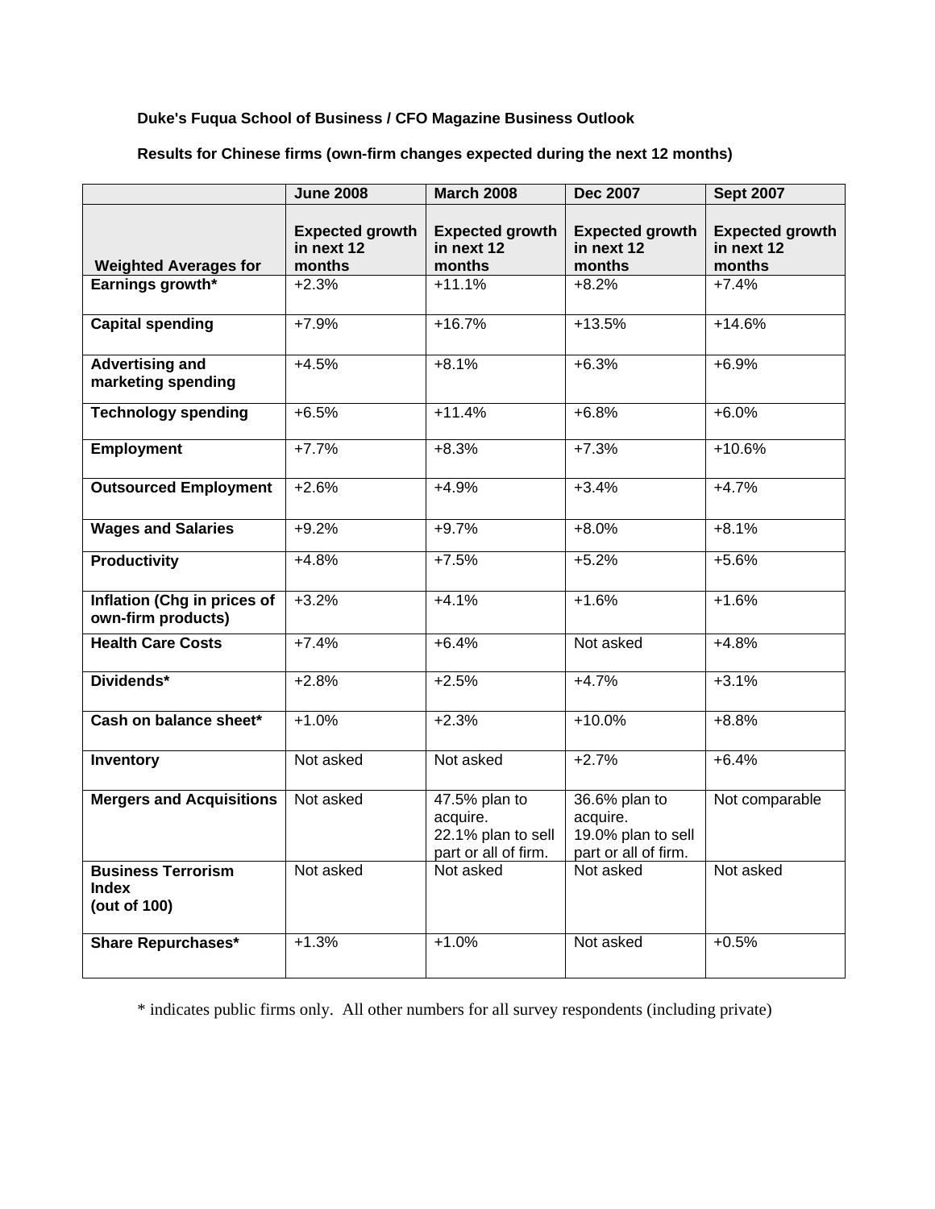**Duke's Fuqua School of Business / CFO Magazine Business Outlook**

**Results for Chinese firms (own-firm changes expected during the next 12 months)**

| Weighted Averages for | June 2008<br>Expected growth in next 12 months | March 2008<br>Expected growth in next 12 months | Dec 2007<br>Expected growth in next 12 months | Sept 2007<br>Expected growth in next 12 months |
|---|---|---|---|---|
| **Earnings growth*** | +2.3% | +11.1% | +8.2% | +7.4% |
| **Capital spending** | +7.9% | +16.7% | +13.5% | +14.6% |
| **Advertising and marketing spending** | +4.5% | +8.1% | +6.3% | +6.9% |
| **Technology spending** | +6.5% | +11.4% | +6.8% | +6.0% |
| **Employment** | +7.7% | +8.3% | +7.3% | +10.6% |
| **Outsourced Employment** | +2.6% | +4.9% | +3.4% | +4.7% |
| **Wages and Salaries** | +9.2% | +9.7% | +8.0% | +8.1% |
| **Productivity** | +4.8% | +7.5% | +5.2% | +5.6% |
| **Inflation (Chg in prices of own-firm products)** | +3.2% | +4.1% | +1.6% | +1.6% |
| **Health Care Costs** | +7.4% | +6.4% | Not asked | +4.8% |
| **Dividends*** | +2.8% | +2.5% | +4.7% | +3.1% |
| **Cash on balance sheet*** | +1.0% | +2.3% | +10.0% | +8.8% |
| **Inventory** | Not asked | Not asked | +2.7% | +6.4% |
| **Mergers and Acquisitions** | Not asked | 47.5% plan to acquire. 22.1% plan to sell part or all of firm. | 36.6% plan to acquire. 19.0% plan to sell part or all of firm. | Not comparable |
| **Business Terrorism Index (out of 100)** | Not asked | Not asked | Not asked | Not asked |
| **Share Repurchases*** | +1.3% | +1.0% | Not asked | +0.5% |

* indicates public firms only. All other numbers for all survey respondents (including private)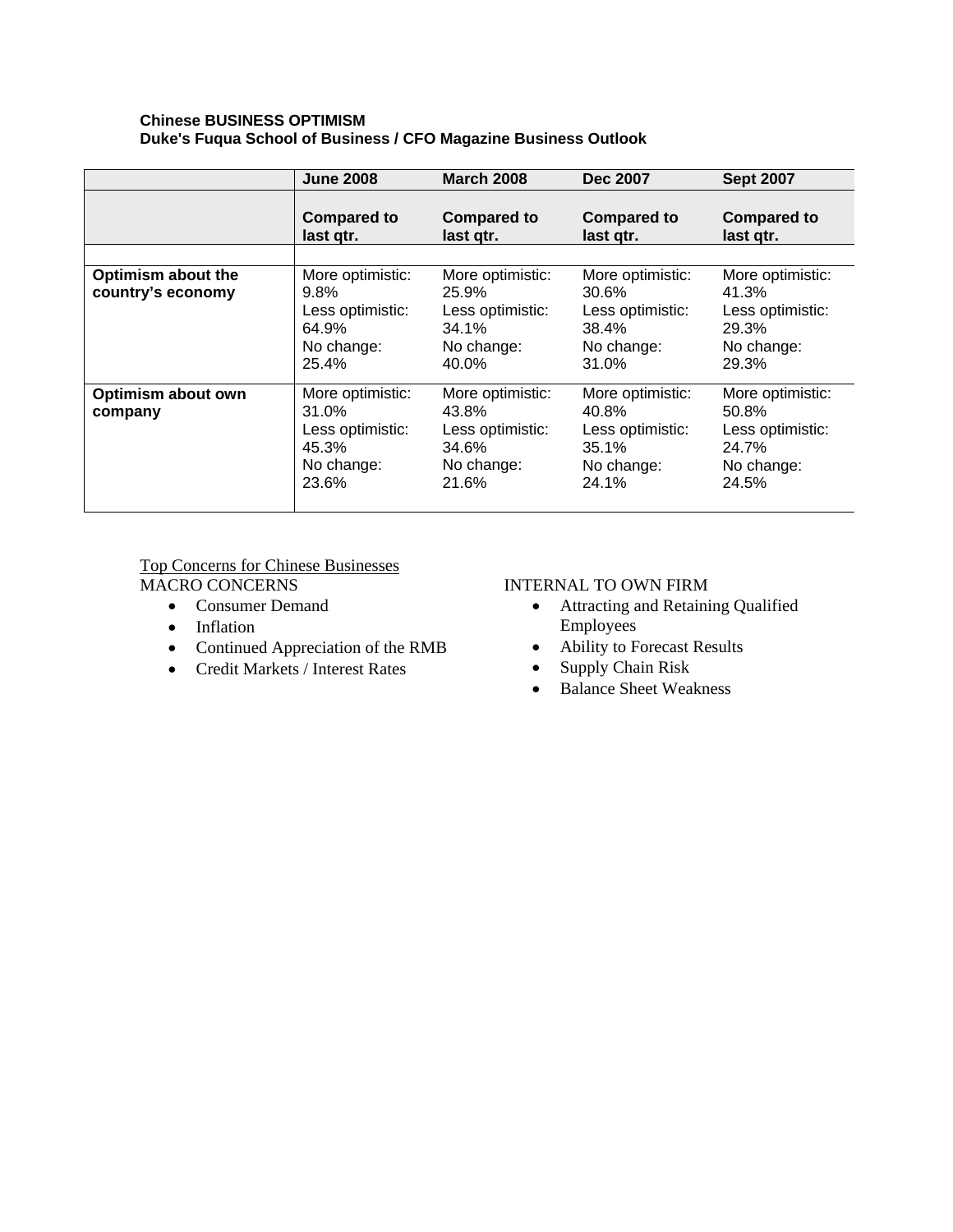**Chinese BUSINESS OPTIMISM**
**Duke's Fuqua School of Business / CFO Magazine Business Outlook**

| | June 2008 | March 2008 | Dec 2007 | Sept 2007 |
|---|---|---|---|---|
| | **Compared to last qtr.** | **Compared to last qtr.** | **Compared to last qtr.** | **Compared to last qtr.** |
| **Optimism about the country's economy** | More optimistic: 9.8%<br>Less optimistic: 64.9%<br>No change: 25.4% | More optimistic: 25.9%<br>Less optimistic: 34.1%<br>No change: 40.0% | More optimistic: 30.6%<br>Less optimistic: 38.4%<br>No change: 31.0% | More optimistic: 41.3%<br>Less optimistic: 29.3%<br>No change: 29.3% |
| **Optimism about own company** | More optimistic: 31.0%<br>Less optimistic: 45.3%<br>No change: 23.6% | More optimistic: 43.8%<br>Less optimistic: 34.6%<br>No change: 21.6% | More optimistic: 40.8%<br>Less optimistic: 35.1%<br>No change: 24.1% | More optimistic: 50.8%<br>Less optimistic: 24.7%<br>No change: 24.5% |

Top Concerns for Chinese Businesses

MACRO CONCERNS

- Consumer Demand
- Inflation
- Continued Appreciation of the RMB
- Credit Markets / Interest Rates

INTERNAL TO OWN FIRM

- Attracting and Retaining Qualified Employees
- Ability to Forecast Results
- Supply Chain Risk
- Balance Sheet Weakness